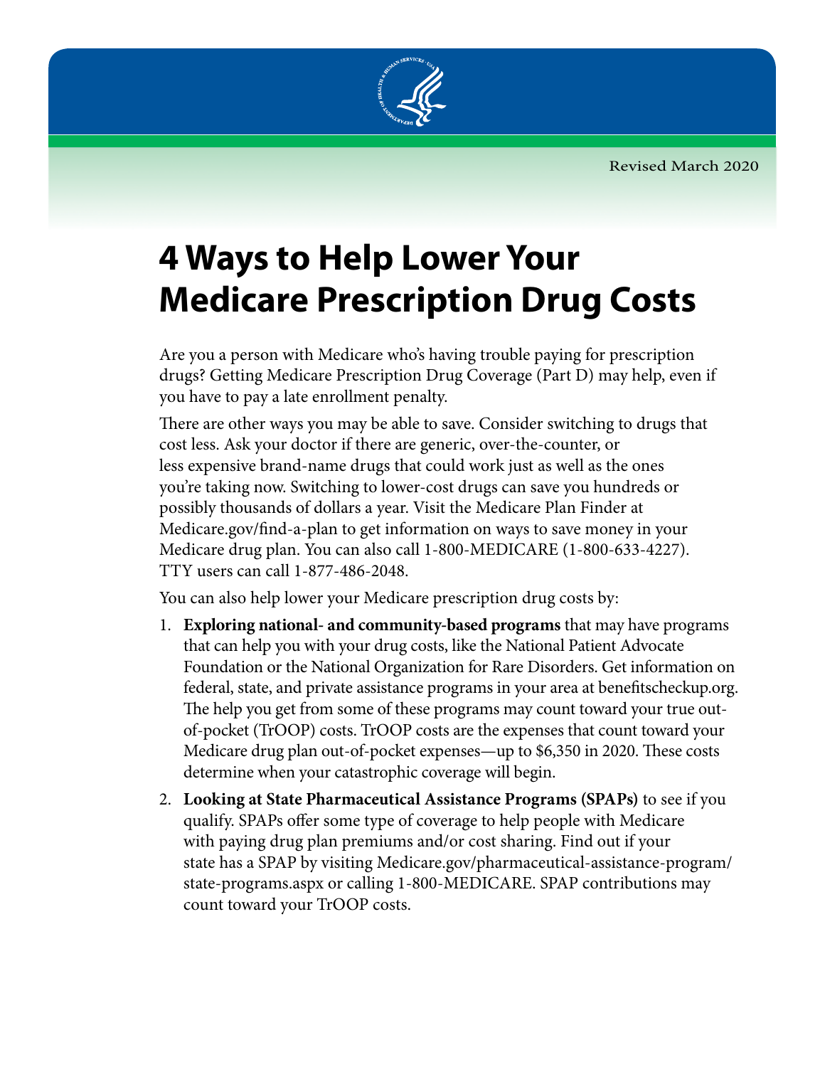Revised March 2020

# 4 Ways to Help Lower Your Medicare Prescription Drug Costs

Are you a person with Medicare who's having trouble paying for prescription drugs? Getting Medicare Prescription Drug Coverage (Part D) may help, even if you have to pay a late enrollment penalty.

There are other ways you may be able to save. Consider switching to drugs that cost less. Ask your doctor if there are generic, over-the-counter, or less expensive brand-name drugs that could work just as well as the ones you're taking now. Switching to lower-cost drugs can save you hundreds or possibly thousands of dollars a year. Visit the Medicare Plan Finder at Medicare.gov/find-a-plan to get information on ways to save money in your Medicare drug plan. You can also call 1-800-MEDICARE (1-800-633-4227). TTY users can call 1-877-486-2048.

You can also help lower your Medicare prescription drug costs by:

1. **Exploring national- and community-based programs** that may have programs that can help you with your drug costs, like the National Patient Advocate Foundation or the National Organization for Rare Disorders. Get information on federal, state, and private assistance programs in your area at benefitscheckup.org. The help you get from some of these programs may count toward your true out-of-pocket (TrOOP) costs. TrOOP costs are the expenses that count toward your Medicare drug plan out-of-pocket expenses—up to $6,350 in 2020. These costs determine when your catastrophic coverage will begin.
2. **Looking at State Pharmaceutical Assistance Programs (SPAPs)** to see if you qualify. SPAPs offer some type of coverage to help people with Medicare with paying drug plan premiums and/or cost sharing. Find out if your state has a SPAP by visiting Medicare.gov/pharmaceutical-assistance-program/state-programs.aspx or calling 1-800-MEDICARE. SPAP contributions may count toward your TrOOP costs.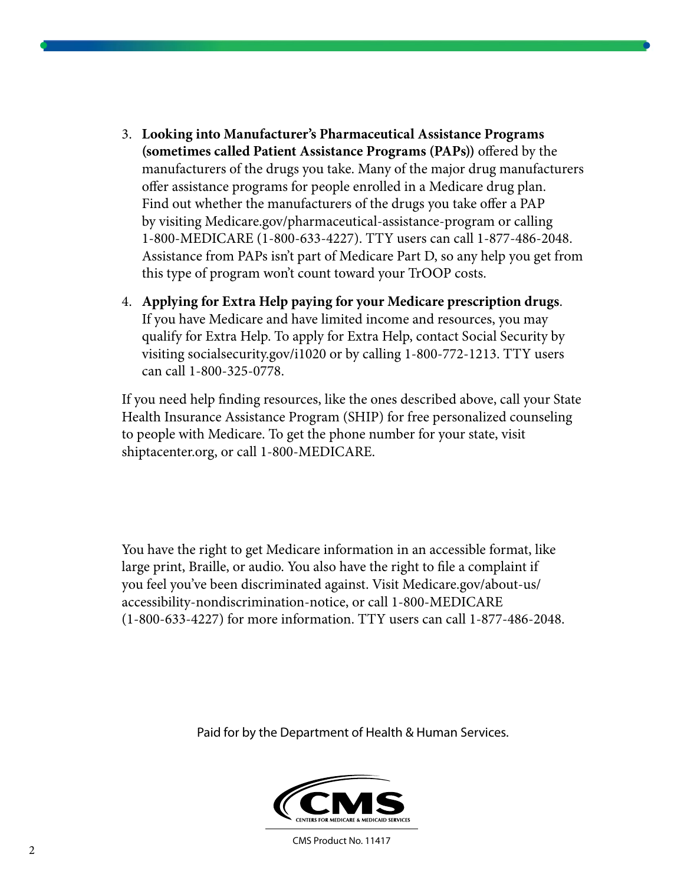3. **Looking into Manufacturer's Pharmaceutical Assistance Programs (sometimes called Patient Assistance Programs (PAPs))** offered by the manufacturers of the drugs you take. Many of the major drug manufacturers offer assistance programs for people enrolled in a Medicare drug plan. Find out whether the manufacturers of the drugs you take offer a PAP by visiting Medicare.gov/pharmaceutical-assistance-program or calling 1-800-MEDICARE (1-800-633-4227). TTY users can call 1-877-486-2048. Assistance from PAPs isn't part of Medicare Part D, so any help you get from this type of program won't count toward your TrOOP costs.
4. **Applying for Extra Help paying for your Medicare prescription drugs**. If you have Medicare and have limited income and resources, you may qualify for Extra Help. To apply for Extra Help, contact Social Security by visiting socialsecurity.gov/i1020 or by calling 1-800-772-1213. TTY users can call 1-800-325-0778.

If you need help finding resources, like the ones described above, call your State Health Insurance Assistance Program (SHIP) for free personalized counseling to people with Medicare. To get the phone number for your state, visit shiptacenter.org, or call 1-800-MEDICARE.

You have the right to get Medicare information in an accessible format, like large print, Braille, or audio. You also have the right to file a complaint if you feel you've been discriminated against. Visit Medicare.gov/about-us/accessibility-nondiscrimination-notice, or call 1-800-MEDICARE (1-800-633-4227) for more information. TTY users can call 1-877-486-2048.

Paid for by the Department of Health & Human Services.

CMS
CENTERS FOR MEDICARE & MEDICAID SERVICES

CMS Product No. 11417